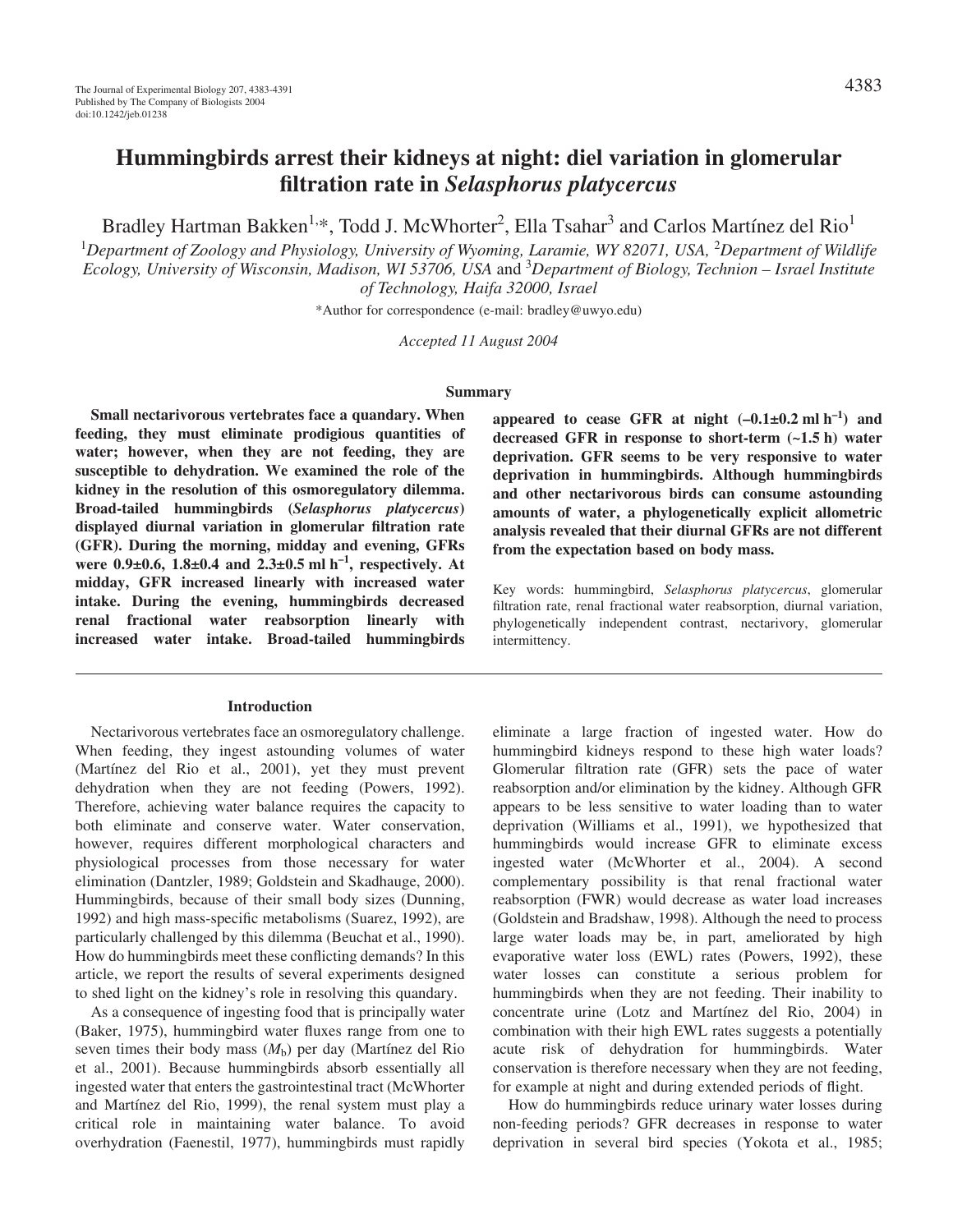# Hummingbirds arrest their kidneys at night: diel variation in glomerular filtration rate in *Selasphorus platycercus*

Bradley Hartman Bakken[1,*], Todd J. McWhorter[2], Ella Tsahar[3] and Carlos Martínez del Rio[1]

[1]*Department of Zoology and Physiology, University of Wyoming, Laramie, WY 82071, USA,* [2]*Department of Wildlife Ecology, University of Wisconsin, Madison, WI 53706, USA* and [3]*Department of Biology, Technion – Israel Institute of Technology, Haifa 32000, Israel*

*Author for correspondence (e-mail: bradley@uwyo.edu)

*Accepted 11 August 2004*

## Summary

**Small nectarivorous vertebrates face a quandary. When feeding, they must eliminate prodigious quantities of water; however, when they are not feeding, they are susceptible to dehydration. We examined the role of the kidney in the resolution of this osmoregulatory dilemma. Broad-tailed hummingbirds (*Selasphorus platycercus*) displayed diurnal variation in glomerular filtration rate (GFR). During the morning, midday and evening, GFRs were 0.9±0.6, 1.8±0.4 and 2.3±0.5 ml $h^{-1}$, respectively. At midday, GFR increased linearly with increased water intake. During the evening, hummingbirds decreased renal fractional water reabsorption linearly with increased water intake. Broad-tailed hummingbirds appeared to cease GFR at night (–0.1±0.2 ml $h^{-1}$) and decreased GFR in response to short-term (~1.5 h) water deprivation. GFR seems to be very responsive to water deprivation in hummingbirds. Although hummingbirds and other nectarivorous birds can consume astounding amounts of water, a phylogenetically explicit allometric analysis revealed that their diurnal GFRs are not different from the expectation based on body mass.**

Key words: hummingbird, *Selasphorus platycercus*, glomerular filtration rate, renal fractional water reabsorption, diurnal variation, phylogenetically independent contrast, nectarivory, glomerular intermittency.

## Introduction

Nectarivorous vertebrates face an osmoregulatory challenge. When feeding, they ingest astounding volumes of water (Martínez del Rio et al., 2001), yet they must prevent dehydration when they are not feeding (Powers, 1992). Therefore, achieving water balance requires the capacity to both eliminate and conserve water. Water conservation, however, requires different morphological characters and physiological processes from those necessary for water elimination (Dantzler, 1989; Goldstein and Skadhauge, 2000). Hummingbirds, because of their small body sizes (Dunning, 1992) and high mass-specific metabolisms (Suarez, 1992), are particularly challenged by this dilemma (Beuchat et al., 1990). How do hummingbirds meet these conflicting demands? In this article, we report the results of several experiments designed to shed light on the kidney's role in resolving this quandary.

As a consequence of ingesting food that is principally water (Baker, 1975), hummingbird water fluxes range from one to seven times their body mass ($M_b$) per day (Martínez del Rio et al., 2001). Because hummingbirds absorb essentially all ingested water that enters the gastrointestinal tract (McWhorter and Martínez del Rio, 1999), the renal system must play a critical role in maintaining water balance. To avoid overhydration (Faenestil, 1977), hummingbirds must rapidly eliminate a large fraction of ingested water. How do hummingbird kidneys respond to these high water loads? Glomerular filtration rate (GFR) sets the pace of water reabsorption and/or elimination by the kidney. Although GFR appears to be less sensitive to water loading than to water deprivation (Williams et al., 1991), we hypothesized that hummingbirds would increase GFR to eliminate excess ingested water (McWhorter et al., 2004). A second complementary possibility is that renal fractional water reabsorption (FWR) would decrease as water load increases (Goldstein and Bradshaw, 1998). Although the need to process large water loads may be, in part, ameliorated by high evaporative water loss (EWL) rates (Powers, 1992), these water losses can constitute a serious problem for hummingbirds when they are not feeding. Their inability to concentrate urine (Lotz and Martínez del Rio, 2004) in combination with their high EWL rates suggests a potentially acute risk of dehydration for hummingbirds. Water conservation is therefore necessary when they are not feeding, for example at night and during extended periods of flight.

How do hummingbirds reduce urinary water losses during non-feeding periods? GFR decreases in response to water deprivation in several bird species (Yokota et al., 1985;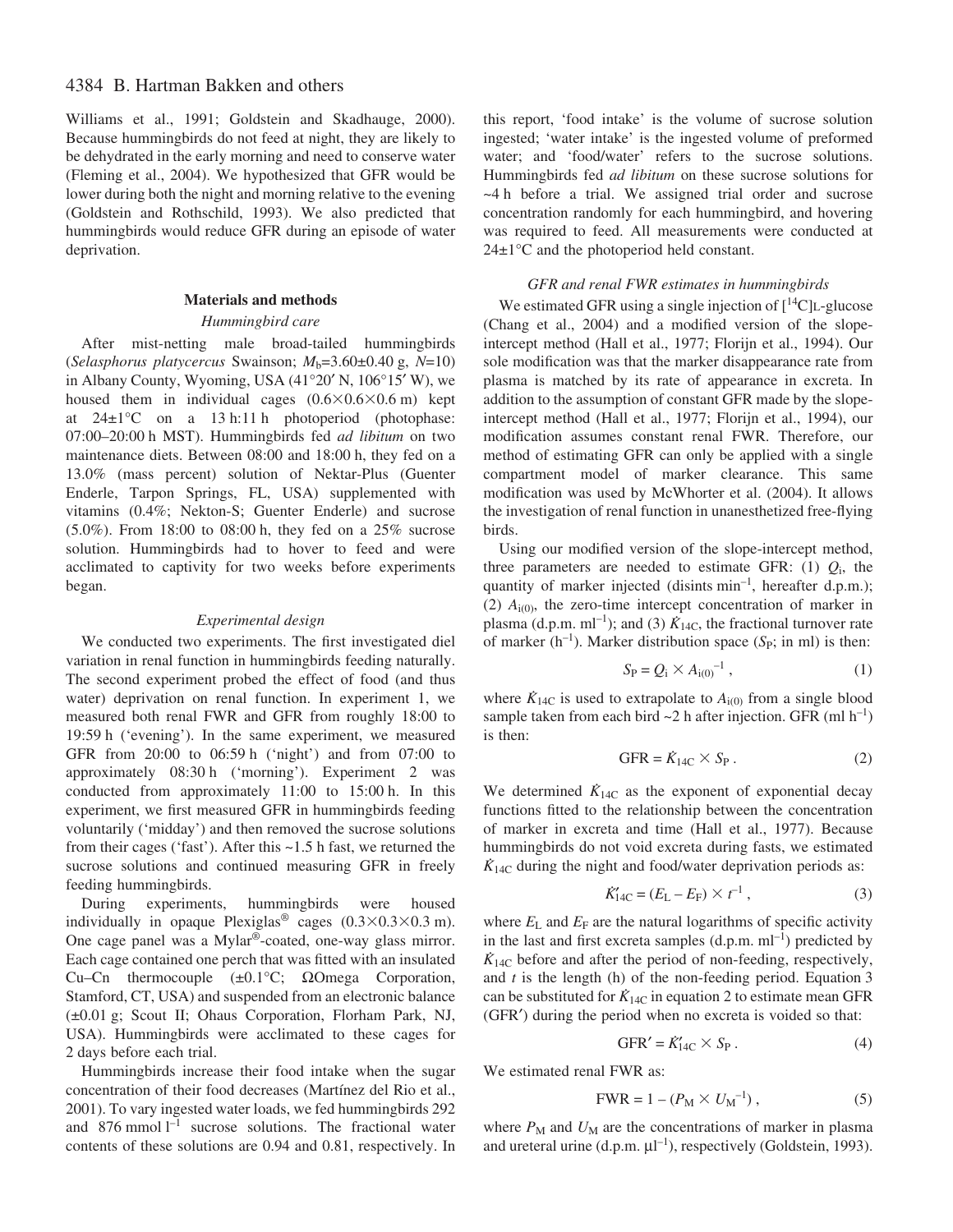Williams et al., 1991; Goldstein and Skadhauge, 2000). Because hummingbirds do not feed at night, they are likely to be dehydrated in the early morning and need to conserve water (Fleming et al., 2004). We hypothesized that GFR would be lower during both the night and morning relative to the evening (Goldstein and Rothschild, 1993). We also predicted that hummingbirds would reduce GFR during an episode of water deprivation.

## Materials and methods

### *Hummingbird care*

After mist-netting male broad-tailed hummingbirds (*Selasphorus platycercus* Swainson; $M_b$=3.60±0.40 g, $N$=10) in Albany County, Wyoming, USA (41°20′ N, 106°15′ W), we housed them in individual cages (0.6×0.6×0.6 m) kept at 24±1°C on a 13 h:11 h photoperiod (photophase: 07:00–20:00 h MST). Hummingbirds fed *ad libitum* on two maintenance diets. Between 08:00 and 18:00 h, they fed on a 13.0% (mass percent) solution of Nektar-Plus (Guenter Enderle, Tarpon Springs, FL, USA) supplemented with vitamins (0.4%; Nekton-S; Guenter Enderle) and sucrose (5.0%). From 18:00 to 08:00 h, they fed on a 25% sucrose solution. Hummingbirds had to hover to feed and were acclimated to captivity for two weeks before experiments began.

### *Experimental design*

We conducted two experiments. The first investigated diel variation in renal function in hummingbirds feeding naturally. The second experiment probed the effect of food (and thus water) deprivation on renal function. In experiment 1, we measured both renal FWR and GFR from roughly 18:00 to 19:59 h ('evening'). In the same experiment, we measured GFR from 20:00 to 06:59 h ('night') and from 07:00 to approximately 08:30 h ('morning'). Experiment 2 was conducted from approximately 11:00 to 15:00 h. In this experiment, we first measured GFR in hummingbirds feeding voluntarily ('midday') and then removed the sucrose solutions from their cages ('fast'). After this ~1.5 h fast, we returned the sucrose solutions and continued measuring GFR in freely feeding hummingbirds.

During experiments, hummingbirds were housed individually in opaque Plexiglas® cages (0.3×0.3×0.3 m). One cage panel was a Mylar®-coated, one-way glass mirror. Each cage contained one perch that was fitted with an insulated Cu–Cn thermocouple (±0.1°C; ΩOmega Corporation, Stamford, CT, USA) and suspended from an electronic balance (±0.01 g; Scout II; Ohaus Corporation, Florham Park, NJ, USA). Hummingbirds were acclimated to these cages for 2 days before each trial.

Hummingbirds increase their food intake when the sugar concentration of their food decreases (Martínez del Rio et al., 2001). To vary ingested water loads, we fed hummingbirds 292 and 876 mmol $l^{-1}$ sucrose solutions. The fractional water contents of these solutions are 0.94 and 0.81, respectively. In this report, 'food intake' is the volume of sucrose solution ingested; 'water intake' is the ingested volume of preformed water; and 'food/water' refers to the sucrose solutions. Hummingbirds fed *ad libitum* on these sucrose solutions for ~4 h before a trial. We assigned trial order and sucrose concentration randomly for each hummingbird, and hovering was required to feed. All measurements were conducted at 24±1°C and the photoperiod held constant.

### *GFR and renal FWR estimates in hummingbirds*

We estimated GFR using a single injection of [$^{14}$C]L-glucose (Chang et al., 2004) and a modified version of the slope-intercept method (Hall et al., 1977; Florijn et al., 1994). Our sole modification was that the marker disappearance rate from plasma is matched by its rate of appearance in excreta. In addition to the assumption of constant GFR made by the slope-intercept method (Hall et al., 1977; Florijn et al., 1994), our modification assumes constant renal FWR. Therefore, our method of estimating GFR can only be applied with a single compartment model of marker clearance. This same modification was used by McWhorter et al. (2004). It allows the investigation of renal function in unanesthetized free-flying birds.

Using our modified version of the slope-intercept method, three parameters are needed to estimate GFR: (1) $Q_i$, the quantity of marker injected (disints $\text{min}^{-1}$, hereafter d.p.m.); (2) $A_{i(0)}$, the zero-time intercept concentration of marker in plasma (d.p.m. $\text{ml}^{-1}$); and (3) $\dot{K}_{14C}$, the fractional turnover rate of marker ($h^{-1}$). Marker distribution space ($S_P$; in ml) is then:

$$S_P = Q_i \times A_{i(0)}^{-1}\,, \tag{1}$$

where $\dot{K}_{14C}$ is used to extrapolate to $A_{i(0)}$ from a single blood sample taken from each bird ~2 h after injection. GFR (ml $h^{-1}$) is then:

$$\text{GFR} = \dot{K}_{14C} \times S_P\,. \tag{2}$$

We determined $\dot{K}_{14C}$ as the exponent of exponential decay functions fitted to the relationship between the concentration of marker in excreta and time (Hall et al., 1977). Because hummingbirds do not void excreta during fasts, we estimated $\dot{K}_{14C}$ during the night and food/water deprivation periods as:

$$\dot{K}'_{14C} = (E_L - E_F) \times t^{-1}\,, \tag{3}$$

where $E_L$ and $E_F$ are the natural logarithms of specific activity in the last and first excreta samples (d.p.m. $\text{ml}^{-1}$) predicted by $\dot{K}_{14C}$ before and after the period of non-feeding, respectively, and $t$ is the length (h) of the non-feeding period. Equation 3 can be substituted for $\dot{K}_{14C}$ in equation 2 to estimate mean GFR (GFR′) during the period when no excreta is voided so that:

$$\text{GFR}' = \dot{K}'_{14C} \times S_P\,. \tag{4}$$

We estimated renal FWR as:

$$\text{FWR} = 1 - (P_M \times U_M^{-1})\,, \tag{5}$$

where $P_M$ and $U_M$ are the concentrations of marker in plasma and ureteral urine (d.p.m. $\mu l^{-1}$), respectively (Goldstein, 1993).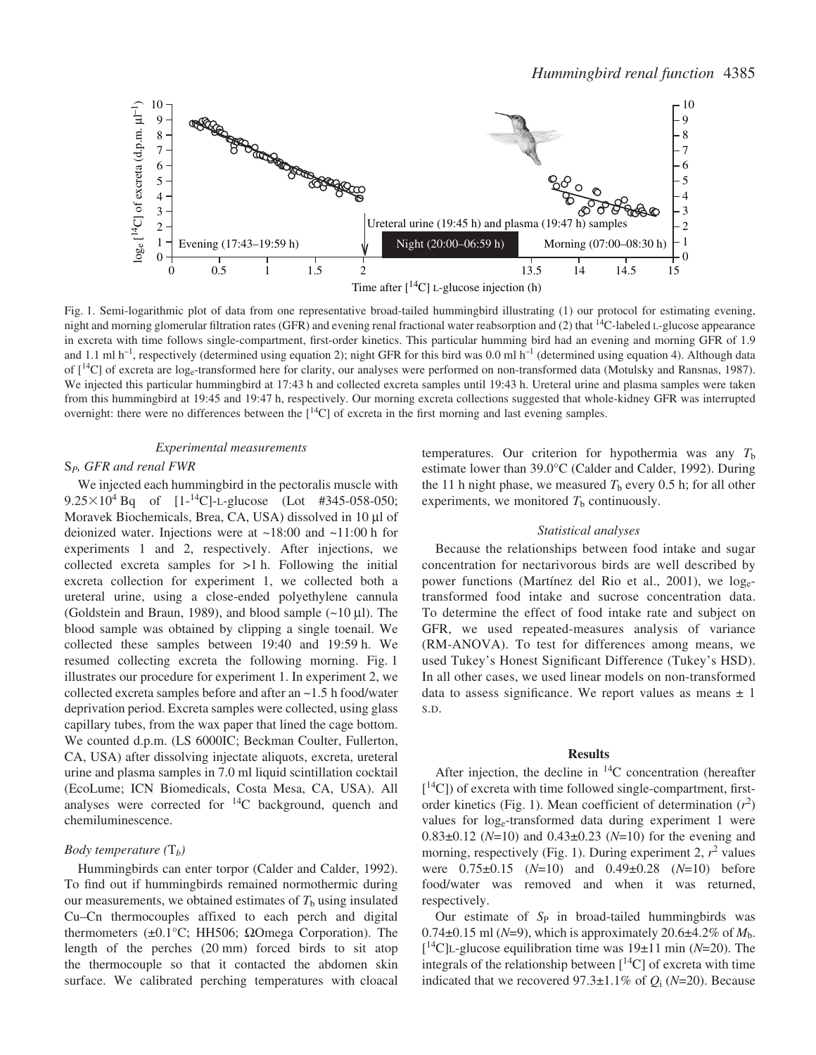Fig. 1. Semi-logarithmic plot of data from one representative broad-tailed hummingbird illustrating (1) our protocol for estimating evening, night and morning glomerular filtration rates (GFR) and evening renal fractional water reabsorption and (2) that $^{14}$C-labeled L-glucose appearance in excreta with time follows single-compartment, first-order kinetics. This particular humming bird had an evening and morning GFR of 1.9 and 1.1 ml h$^{-1}$, respectively (determined using equation 2); night GFR for this bird was 0.0 ml h$^{-1}$ (determined using equation 4). Although data of [$^{14}$C] of excreta are log$_e$-transformed here for clarity, our analyses were performed on non-transformed data (Motulsky and Ransnas, 1987). We injected this particular hummingbird at 17:43 h and collected excreta samples until 19:43 h. Ureteral urine and plasma samples were taken from this hummingbird at 19:45 and 19:47 h, respectively. Our morning excreta collections suggested that whole-kidney GFR was interrupted overnight: there were no differences between the [$^{14}$C] of excreta in the first morning and last evening samples.

### Experimental measurements

#### $S_P$, GFR and renal FWR

We injected each hummingbird in the pectoralis muscle with $9.25\times10^4$ Bq of [1-$^{14}$C]-L-glucose (Lot #345-058-050; Moravek Biochemicals, Brea, CA, USA) dissolved in 10 µl of deionized water. Injections were at ~18:00 and ~11:00 h for experiments 1 and 2, respectively. After injections, we collected excreta samples for >1 h. Following the initial excreta collection for experiment 1, we collected both a ureteral urine, using a close-ended polyethylene cannula (Goldstein and Braun, 1989), and blood sample (~10 µl). The blood sample was obtained by clipping a single toenail. We collected these samples between 19:40 and 19:59 h. We resumed collecting excreta the following morning. Fig. 1 illustrates our procedure for experiment 1. In experiment 2, we collected excreta samples before and after an ~1.5 h food/water deprivation period. Excreta samples were collected, using glass capillary tubes, from the wax paper that lined the cage bottom. We counted d.p.m. (LS 6000IC; Beckman Coulter, Fullerton, CA, USA) after dissolving injectate aliquots, excreta, ureteral urine and plasma samples in 7.0 ml liquid scintillation cocktail (EcoLume; ICN Biomedicals, Costa Mesa, CA, USA). All analyses were corrected for $^{14}$C background, quench and chemiluminescence.

#### Body temperature ($T_b$)

Hummingbirds can enter torpor (Calder and Calder, 1992). To find out if hummingbirds remained normothermic during our measurements, we obtained estimates of $T_b$ using insulated Cu–Cn thermocouples affixed to each perch and digital thermometers (±0.1°C; HH506; ΩOmega Corporation). The length of the perches (20 mm) forced birds to sit atop the thermocouple so that it contacted the abdomen skin surface. We calibrated perching temperatures with cloacal temperatures. Our criterion for hypothermia was any $T_b$ estimate lower than 39.0°C (Calder and Calder, 1992). During the 11 h night phase, we measured $T_b$ every 0.5 h; for all other experiments, we monitored $T_b$ continuously.

### Statistical analyses

Because the relationships between food intake and sugar concentration for nectarivorous birds are well described by power functions (Martínez del Rio et al., 2001), we log$_e$-transformed food intake and sucrose concentration data. To determine the effect of food intake rate and subject on GFR, we used repeated-measures analysis of variance (RM-ANOVA). To test for differences among means, we used Tukey's Honest Significant Difference (Tukey's HSD). In all other cases, we used linear models on non-transformed data to assess significance. We report values as means ± 1 S.D.

## Results

After injection, the decline in $^{14}$C concentration (hereafter [$^{14}$C]) of excreta with time followed single-compartment, first-order kinetics (Fig. 1). Mean coefficient of determination ($r^2$) values for log$_e$-transformed data during experiment 1 were 0.83±0.12 ($N$=10) and 0.43±0.23 ($N$=10) for the evening and morning, respectively (Fig. 1). During experiment 2, $r^2$ values were 0.75±0.15 ($N$=10) and 0.49±0.28 ($N$=10) before food/water was removed and when it was returned, respectively.

Our estimate of $S_P$ in broad-tailed hummingbirds was 0.74±0.15 ml ($N$=9), which is approximately 20.6±4.2% of $M_b$. [$^{14}$C]L-glucose equilibration time was 19±11 min ($N$=20). The integrals of the relationship between [$^{14}$C] of excreta with time indicated that we recovered 97.3±1.1% of $Q_i$ ($N$=20). Because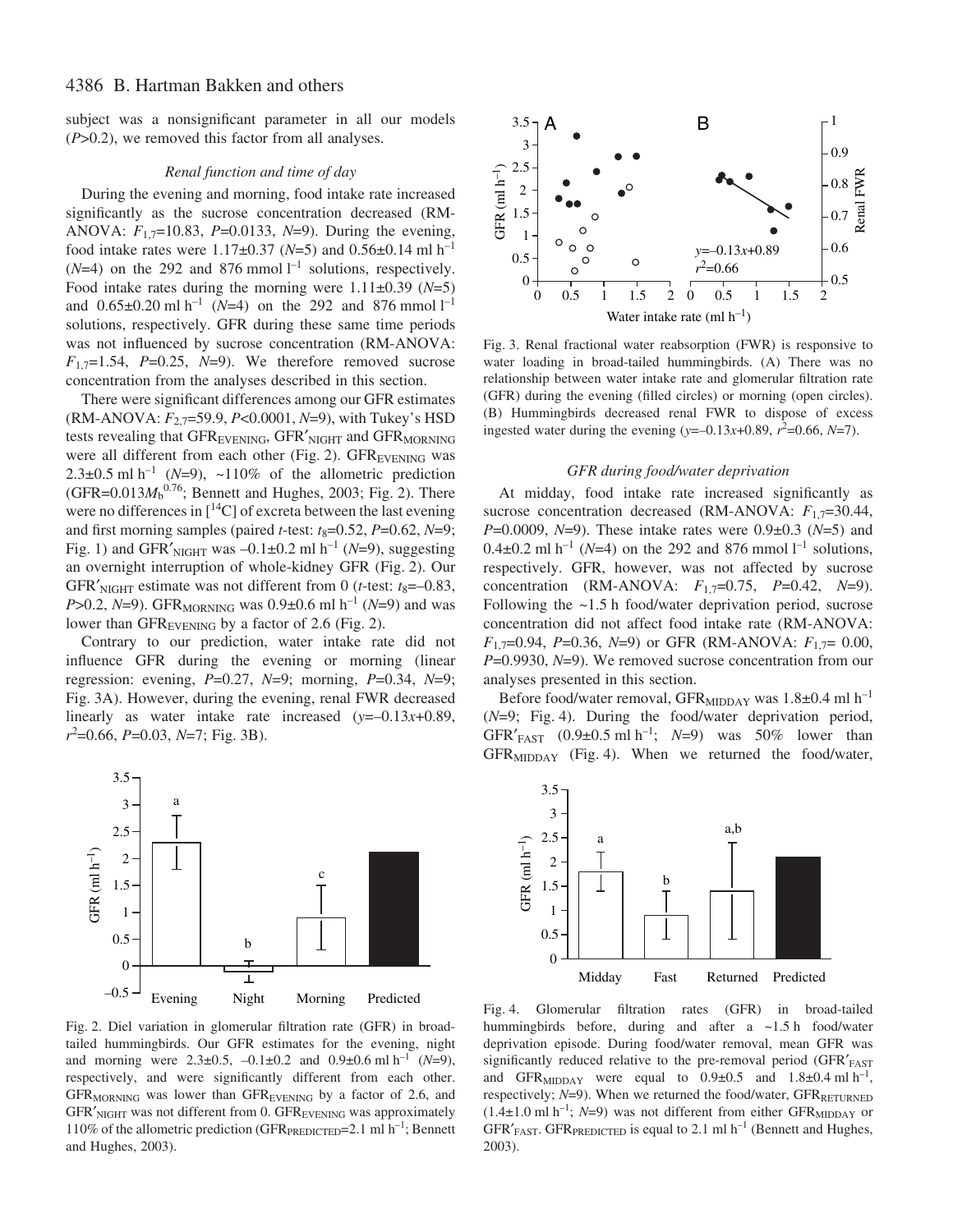subject was a nonsignificant parameter in all our models ($P$>0.2), we removed this factor from all analyses.

### *Renal function and time of day*

During the evening and morning, food intake rate increased significantly as the sucrose concentration decreased (RM-ANOVA: $F_{1,7}$=10.83, $P$=0.0133, $N$=9). During the evening, food intake rates were 1.17±0.37 ($N$=5) and 0.56±0.14 ml h$^{-1}$ ($N$=4) on the 292 and 876 mmol l$^{-1}$ solutions, respectively. Food intake rates during the morning were 1.11±0.39 ($N$=5) and 0.65±0.20 ml h$^{-1}$ ($N$=4) on the 292 and 876 mmol l$^{-1}$ solutions, respectively. GFR during these same time periods was not influenced by sucrose concentration (RM-ANOVA: $F_{1,7}$=1.54, $P$=0.25, $N$=9). We therefore removed sucrose concentration from the analyses described in this section.

There were significant differences among our GFR estimates (RM-ANOVA: $F_{2,7}$=59.9, $P$<0.0001, $N$=9), with Tukey's HSD tests revealing that $GFR_{EVENING}$, $GFR'_{NIGHT}$ and $GFR_{MORNING}$ were all different from each other (Fig. 2). $GFR_{EVENING}$ was 2.3±0.5 ml h$^{-1}$ ($N$=9), ~110% of the allometric prediction ($GFR=0.013M_b^{0.76}$; Bennett and Hughes, 2003; Fig. 2). There were no differences in [$^{14}$C] of excreta between the last evening and first morning samples (paired $t$-test: $t_8$=0.52, $P$=0.62, $N$=9; Fig. 1) and $GFR'_{NIGHT}$ was –0.1±0.2 ml h$^{-1}$ ($N$=9), suggesting an overnight interruption of whole-kidney GFR (Fig. 2). Our $GFR'_{NIGHT}$ estimate was not different from 0 ($t$-test: $t_8$=–0.83, $P$>0.2, $N$=9). $GFR_{MORNING}$ was 0.9±0.6 ml h$^{-1}$ ($N$=9) and was lower than $GFR_{EVENING}$ by a factor of 2.6 (Fig. 2).

Contrary to our prediction, water intake rate did not influence GFR during the evening or morning (linear regression: evening, $P$=0.27, $N$=9; morning, $P$=0.34, $N$=9; Fig. 3A). However, during the evening, renal FWR decreased linearly as water intake rate increased ($y$=–0.13$x$+0.89, $r^2$=0.66, $P$=0.03, $N$=7; Fig. 3B).

Fig. 2. Diel variation in glomerular filtration rate (GFR) in broad-tailed hummingbirds. Our GFR estimates for the evening, night and morning were 2.3±0.5, –0.1±0.2 and 0.9±0.6 ml h$^{-1}$ ($N$=9), respectively, and were significantly different from each other. $GFR_{MORNING}$ was lower than $GFR_{EVENING}$ by a factor of 2.6, and $GFR'_{NIGHT}$ was not different from 0. $GFR_{EVENING}$ was approximately 110% of the allometric prediction ($GFR_{PREDICTED}$=2.1 ml h$^{-1}$; Bennett and Hughes, 2003).

Fig. 3. Renal fractional water reabsorption (FWR) is responsive to water loading in broad-tailed hummingbirds. (A) There was no relationship between water intake rate and glomerular filtration rate (GFR) during the evening (filled circles) or morning (open circles). (B) Hummingbirds decreased renal FWR to dispose of excess ingested water during the evening ($y$=–0.13$x$+0.89, $r^2$=0.66, $N$=7).

### *GFR during food/water deprivation*

At midday, food intake rate increased significantly as sucrose concentration decreased (RM-ANOVA: $F_{1,7}$=30.44, $P$=0.0009, $N$=9). These intake rates were 0.9±0.3 ($N$=5) and 0.4±0.2 ml h$^{-1}$ ($N$=4) on the 292 and 876 mmol l$^{-1}$ solutions, respectively. GFR, however, was not affected by sucrose concentration (RM-ANOVA: $F_{1,7}$=0.75, $P$=0.42, $N$=9). Following the ~1.5 h food/water deprivation period, sucrose concentration did not affect food intake rate (RM-ANOVA: $F_{1,7}$=0.94, $P$=0.36, $N$=9) or GFR (RM-ANOVA: $F_{1,7}$= 0.00, $P$=0.9930, $N$=9). We removed sucrose concentration from our analyses presented in this section.

Before food/water removal, $GFR_{MIDDAY}$ was 1.8±0.4 ml h$^{-1}$ ($N$=9; Fig. 4). During the food/water deprivation period, $GFR'_{FAST}$ (0.9±0.5 ml h$^{-1}$; $N$=9) was 50% lower than $GFR_{MIDDAY}$ (Fig. 4). When we returned the food/water,

Fig. 4. Glomerular filtration rates (GFR) in broad-tailed hummingbirds before, during and after a ~1.5 h food/water deprivation episode. During food/water removal, mean GFR was significantly reduced relative to the pre-removal period ($GFR'_{FAST}$ and $GFR_{MIDDAY}$ were equal to 0.9±0.5 and 1.8±0.4 ml h$^{-1}$, respectively; $N$=9). When we returned the food/water, $GFR_{RETURNED}$ (1.4±1.0 ml h$^{-1}$; $N$=9) was not different from either $GFR_{MIDDAY}$ or $GFR'_{FAST}$. $GFR_{PREDICTED}$ is equal to 2.1 ml h$^{-1}$ (Bennett and Hughes, 2003).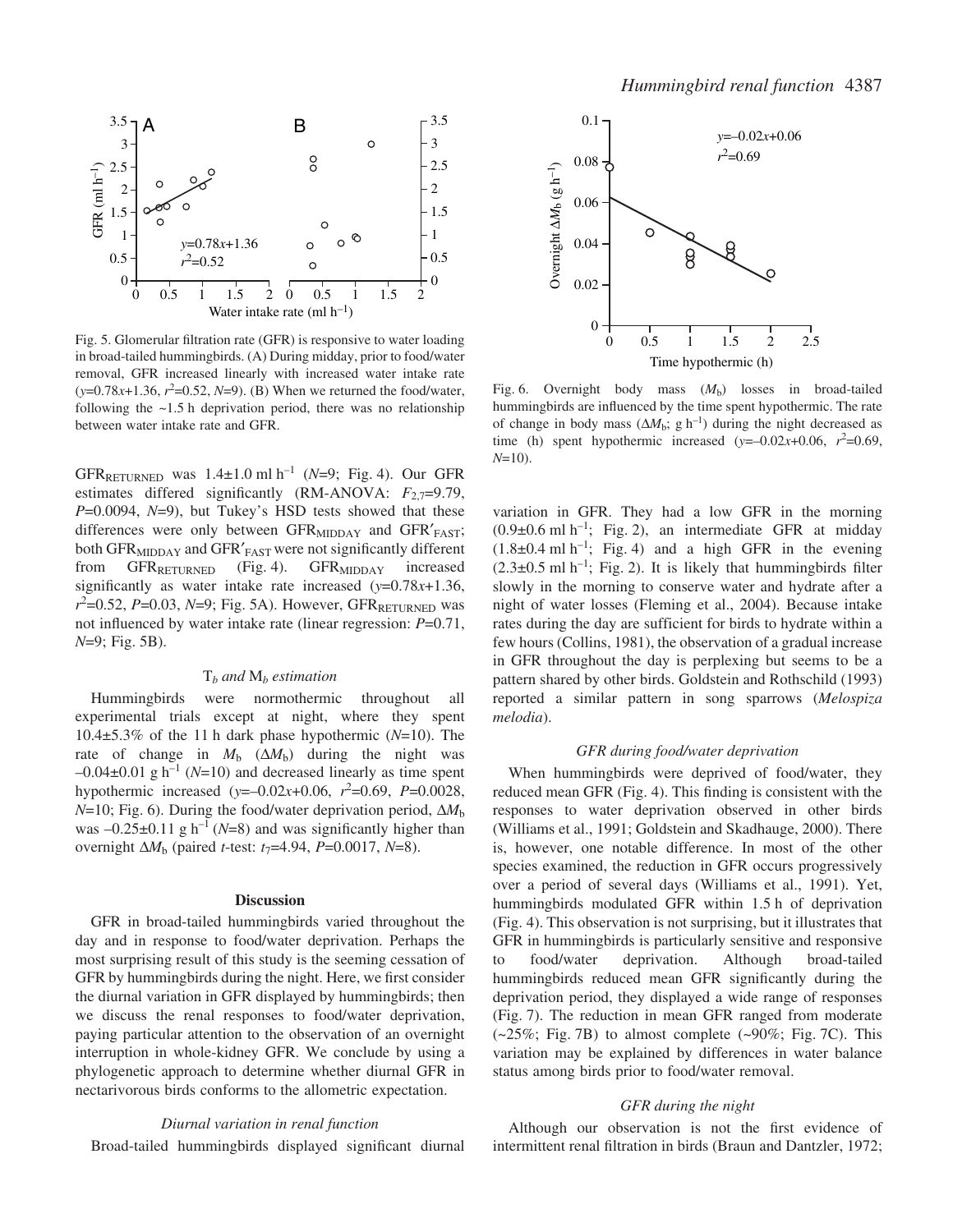Fig. 5. Glomerular filtration rate (GFR) is responsive to water loading in broad-tailed hummingbirds. (A) During midday, prior to food/water removal, GFR increased linearly with increased water intake rate ($y$=0.78$x$+1.36, $r^2$=0.52, $N$=9). (B) When we returned the food/water, following the ~1.5 h deprivation period, there was no relationship between water intake rate and GFR.

Fig. 6. Overnight body mass ($M_b$) losses in broad-tailed hummingbirds are influenced by the time spent hypothermic. The rate of change in body mass ($\Delta M_b$; g h$^{-1}$) during the night decreased as time (h) spent hypothermic increased ($y$=–0.02$x$+0.06, $r^2$=0.69, $N$=10).

$GFR_{RETURNED}$ was 1.4±1.0 ml h$^{-1}$ ($N$=9; Fig. 4). Our GFR estimates differed significantly (RM-ANOVA: $F_{2,7}$=9.79, $P$=0.0094, $N$=9), but Tukey's HSD tests showed that these differences were only between $GFR_{MIDDAY}$ and $GFR'_{FAST}$; both $GFR_{MIDDAY}$ and $GFR'_{FAST}$ were not significantly different from $GFR_{RETURNED}$ (Fig. 4). $GFR_{MIDDAY}$ increased significantly as water intake rate increased ($y$=0.78$x$+1.36, $r^2$=0.52, $P$=0.03, $N$=9; Fig. 5A). However, $GFR_{RETURNED}$ was not influenced by water intake rate (linear regression: $P$=0.71, $N$=9; Fig. 5B).

### *$T_b$ and $M_b$ estimation*

Hummingbirds were normothermic throughout all experimental trials except at night, where they spent 10.4±5.3% of the 11 h dark phase hypothermic ($N$=10). The rate of change in $M_b$ ($\Delta M_b$) during the night was –0.04±0.01 g h$^{-1}$ ($N$=10) and decreased linearly as time spent hypothermic increased ($y$=–0.02$x$+0.06, $r^2$=0.69, $P$=0.0028, $N$=10; Fig. 6). During the food/water deprivation period, $\Delta M_b$ was –0.25±0.11 g h$^{-1}$ ($N$=8) and was significantly higher than overnight $\Delta M_b$ (paired $t$-test: $t_7$=4.94, $P$=0.0017, $N$=8).

## Discussion

GFR in broad-tailed hummingbirds varied throughout the day and in response to food/water deprivation. Perhaps the most surprising result of this study is the seeming cessation of GFR by hummingbirds during the night. Here, we first consider the diurnal variation in GFR displayed by hummingbirds; then we discuss the renal responses to food/water deprivation, paying particular attention to the observation of an overnight interruption in whole-kidney GFR. We conclude by using a phylogenetic approach to determine whether diurnal GFR in nectarivorous birds conforms to the allometric expectation.

### *Diurnal variation in renal function*

Broad-tailed hummingbirds displayed significant diurnal variation in GFR. They had a low GFR in the morning (0.9±0.6 ml h$^{-1}$; Fig. 2), an intermediate GFR at midday (1.8±0.4 ml h$^{-1}$; Fig. 4) and a high GFR in the evening (2.3±0.5 ml h$^{-1}$; Fig. 2). It is likely that hummingbirds filter slowly in the morning to conserve water and hydrate after a night of water losses (Fleming et al., 2004). Because intake rates during the day are sufficient for birds to hydrate within a few hours (Collins, 1981), the observation of a gradual increase in GFR throughout the day is perplexing but seems to be a pattern shared by other birds. Goldstein and Rothschild (1993) reported a similar pattern in song sparrows (*Melospiza melodia*).

### *GFR during food/water deprivation*

When hummingbirds were deprived of food/water, they reduced mean GFR (Fig. 4). This finding is consistent with the responses to water deprivation observed in other birds (Williams et al., 1991; Goldstein and Skadhauge, 2000). There is, however, one notable difference. In most of the other species examined, the reduction in GFR occurs progressively over a period of several days (Williams et al., 1991). Yet, hummingbirds modulated GFR within 1.5 h of deprivation (Fig. 4). This observation is not surprising, but it illustrates that GFR in hummingbirds is particularly sensitive and responsive to food/water deprivation. Although broad-tailed hummingbirds reduced mean GFR significantly during the deprivation period, they displayed a wide range of responses (Fig. 7). The reduction in mean GFR ranged from moderate (~25%; Fig. 7B) to almost complete (~90%; Fig. 7C). This variation may be explained by differences in water balance status among birds prior to food/water removal.

### *GFR during the night*

Although our observation is not the first evidence of intermittent renal filtration in birds (Braun and Dantzler, 1972;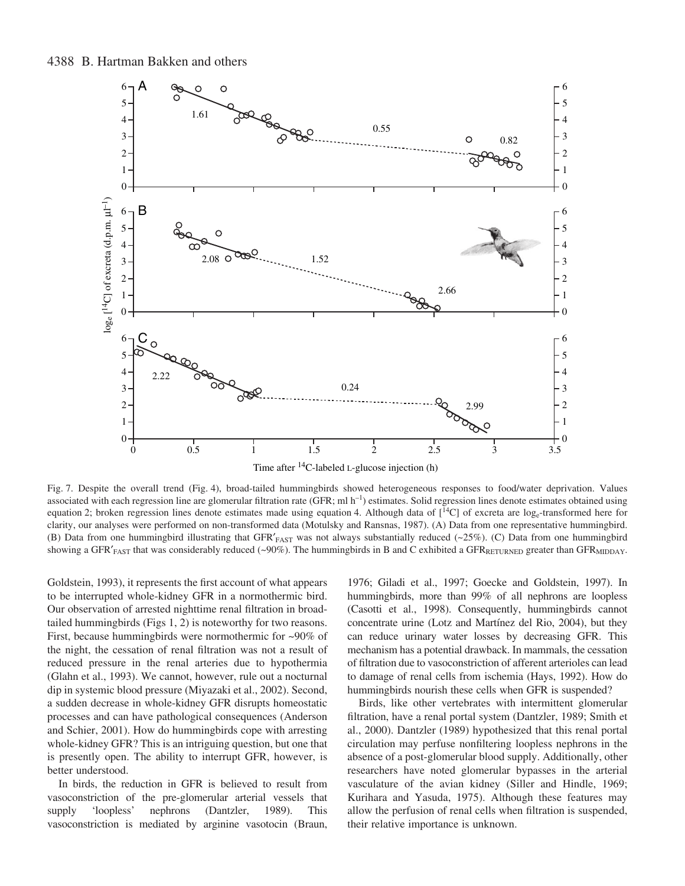Fig. 7. Despite the overall trend (Fig. 4), broad-tailed hummingbirds showed heterogeneous responses to food/water deprivation. Values associated with each regression line are glomerular filtration rate (GFR; ml $h^{-1}$) estimates. Solid regression lines denote estimates obtained using equation 2; broken regression lines denote estimates made using equation 4. Although data of [$^{14}$C] of excreta are $\log_e$-transformed here for clarity, our analyses were performed on non-transformed data (Motulsky and Ransnas, 1987). (A) Data from one representative hummingbird. (B) Data from one hummingbird illustrating that $GFR'_{FAST}$ was not always substantially reduced (~25%). (C) Data from one hummingbird showing a $GFR'_{FAST}$ that was considerably reduced (~90%). The hummingbirds in B and C exhibited a $GFR_{RETURNED}$ greater than $GFR_{MIDDAY}$.

Goldstein, 1993), it represents the first account of what appears to be interrupted whole-kidney GFR in a normothermic bird. Our observation of arrested nighttime renal filtration in broad-tailed hummingbirds (Figs 1, 2) is noteworthy for two reasons. First, because hummingbirds were normothermic for ~90% of the night, the cessation of renal filtration was not a result of reduced pressure in the renal arteries due to hypothermia (Glahn et al., 1993). We cannot, however, rule out a nocturnal dip in systemic blood pressure (Miyazaki et al., 2002). Second, a sudden decrease in whole-kidney GFR disrupts homeostatic processes and can have pathological consequences (Anderson and Schier, 2001). How do hummingbirds cope with arresting whole-kidney GFR? This is an intriguing question, but one that is presently open. The ability to interrupt GFR, however, is better understood.

In birds, the reduction in GFR is believed to result from vasoconstriction of the pre-glomerular arterial vessels that supply 'loopless' nephrons (Dantzler, 1989). This vasoconstriction is mediated by arginine vasotocin (Braun, 1976; Giladi et al., 1997; Goecke and Goldstein, 1997). In hummingbirds, more than 99% of all nephrons are loopless (Casotti et al., 1998). Consequently, hummingbirds cannot concentrate urine (Lotz and Martínez del Rio, 2004), but they can reduce urinary water losses by decreasing GFR. This mechanism has a potential drawback. In mammals, the cessation of filtration due to vasoconstriction of afferent arterioles can lead to damage of renal cells from ischemia (Hays, 1992). How do hummingbirds nourish these cells when GFR is suspended?

Birds, like other vertebrates with intermittent glomerular filtration, have a renal portal system (Dantzler, 1989; Smith et al., 2000). Dantzler (1989) hypothesized that this renal portal circulation may perfuse nonfiltering loopless nephrons in the absence of a post-glomerular blood supply. Additionally, other researchers have noted glomerular bypasses in the arterial vasculature of the avian kidney (Siller and Hindle, 1969; Kurihara and Yasuda, 1975). Although these features may allow the perfusion of renal cells when filtration is suspended, their relative importance is unknown.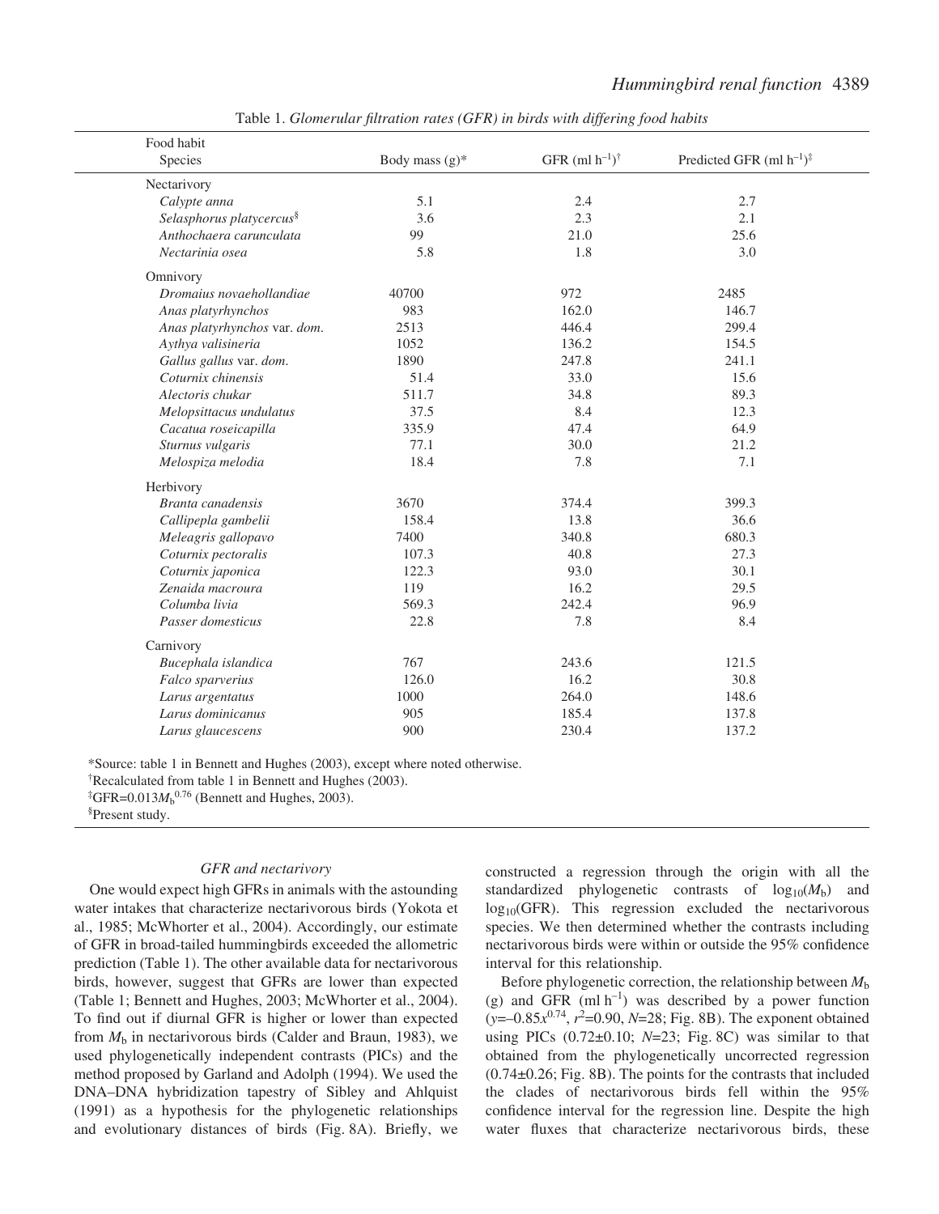Table 1. *Glomerular filtration rates (GFR) in birds with differing food habits*

| Food habit / Species | Body mass (g)* | GFR (ml h$^{-1}$)[†] | Predicted GFR (ml h$^{-1}$)[‡] |
|---|---|---|---|
| Nectarivory | | | |
| *Calypte anna* | 5.1 | 2.4 | 2.7 |
| *Selasphorus platycercus*[§] | 3.6 | 2.3 | 2.1 |
| *Anthochaera carunculata* | 99 | 21.0 | 25.6 |
| *Nectarinia osea* | 5.8 | 1.8 | 3.0 |
| Omnivory | | | |
| *Dromaius novaehollandiae* | 40700 | 972 | 2485 |
| *Anas platyrhynchos* | 983 | 162.0 | 146.7 |
| *Anas platyrhynchos* var. *dom.* | 2513 | 446.4 | 299.4 |
| *Aythya valisineria* | 1052 | 136.2 | 154.5 |
| *Gallus gallus* var. *dom.* | 1890 | 247.8 | 241.1 |
| *Coturnix chinensis* | 51.4 | 33.0 | 15.6 |
| *Alectoris chukar* | 511.7 | 34.8 | 89.3 |
| *Melopsittacus undulatus* | 37.5 | 8.4 | 12.3 |
| *Cacatua roseicapilla* | 335.9 | 47.4 | 64.9 |
| *Sturnus vulgaris* | 77.1 | 30.0 | 21.2 |
| *Melospiza melodia* | 18.4 | 7.8 | 7.1 |
| Herbivory | | | |
| *Branta canadensis* | 3670 | 374.4 | 399.3 |
| *Callipepla gambelii* | 158.4 | 13.8 | 36.6 |
| *Meleagris gallopavo* | 7400 | 340.8 | 680.3 |
| *Coturnix pectoralis* | 107.3 | 40.8 | 27.3 |
| *Coturnix japonica* | 122.3 | 93.0 | 30.1 |
| *Zenaida macroura* | 119 | 16.2 | 29.5 |
| *Columba livia* | 569.3 | 242.4 | 96.9 |
| *Passer domesticus* | 22.8 | 7.8 | 8.4 |
| Carnivory | | | |
| *Bucephala islandica* | 767 | 243.6 | 121.5 |
| *Falco sparverius* | 126.0 | 16.2 | 30.8 |
| *Larus argentatus* | 1000 | 264.0 | 148.6 |
| *Larus dominicanus* | 905 | 185.4 | 137.8 |
| *Larus glaucescens* | 900 | 230.4 | 137.2 |

*Source: table 1 in Bennett and Hughes (2003), except where noted otherwise.

[†]Recalculated from table 1 in Bennett and Hughes (2003).

[‡]GFR=$0.013M_b^{0.76}$ (Bennett and Hughes, 2003).

[§]Present study.

### *GFR and nectarivory*

One would expect high GFRs in animals with the astounding water intakes that characterize nectarivorous birds (Yokota et al., 1985; McWhorter et al., 2004). Accordingly, our estimate of GFR in broad-tailed hummingbirds exceeded the allometric prediction (Table 1). The other available data for nectarivorous birds, however, suggest that GFRs are lower than expected (Table 1; Bennett and Hughes, 2003; McWhorter et al., 2004). To find out if diurnal GFR is higher or lower than expected from $M_b$ in nectarivorous birds (Calder and Braun, 1983), we used phylogenetically independent contrasts (PICs) and the method proposed by Garland and Adolph (1994). We used the DNA–DNA hybridization tapestry of Sibley and Ahlquist (1991) as a hypothesis for the phylogenetic relationships and evolutionary distances of birds (Fig. 8A). Briefly, we constructed a regression through the origin with all the standardized phylogenetic contrasts of $\log_{10}(M_b)$ and $\log_{10}$(GFR). This regression excluded the nectarivorous species. We then determined whether the contrasts including nectarivorous birds were within or outside the 95% confidence interval for this relationship.

Before phylogenetic correction, the relationship between $M_b$ (g) and GFR (ml h$^{-1}$) was described by a power function ($y$=–$0.85x^{0.74}$, $r^2$=0.90, $N$=28; Fig. 8B). The exponent obtained using PICs (0.72±0.10; $N$=23; Fig. 8C) was similar to that obtained from the phylogenetically uncorrected regression (0.74±0.26; Fig. 8B). The points for the contrasts that included the clades of nectarivorous birds fell within the 95% confidence interval for the regression line. Despite the high water fluxes that characterize nectarivorous birds, these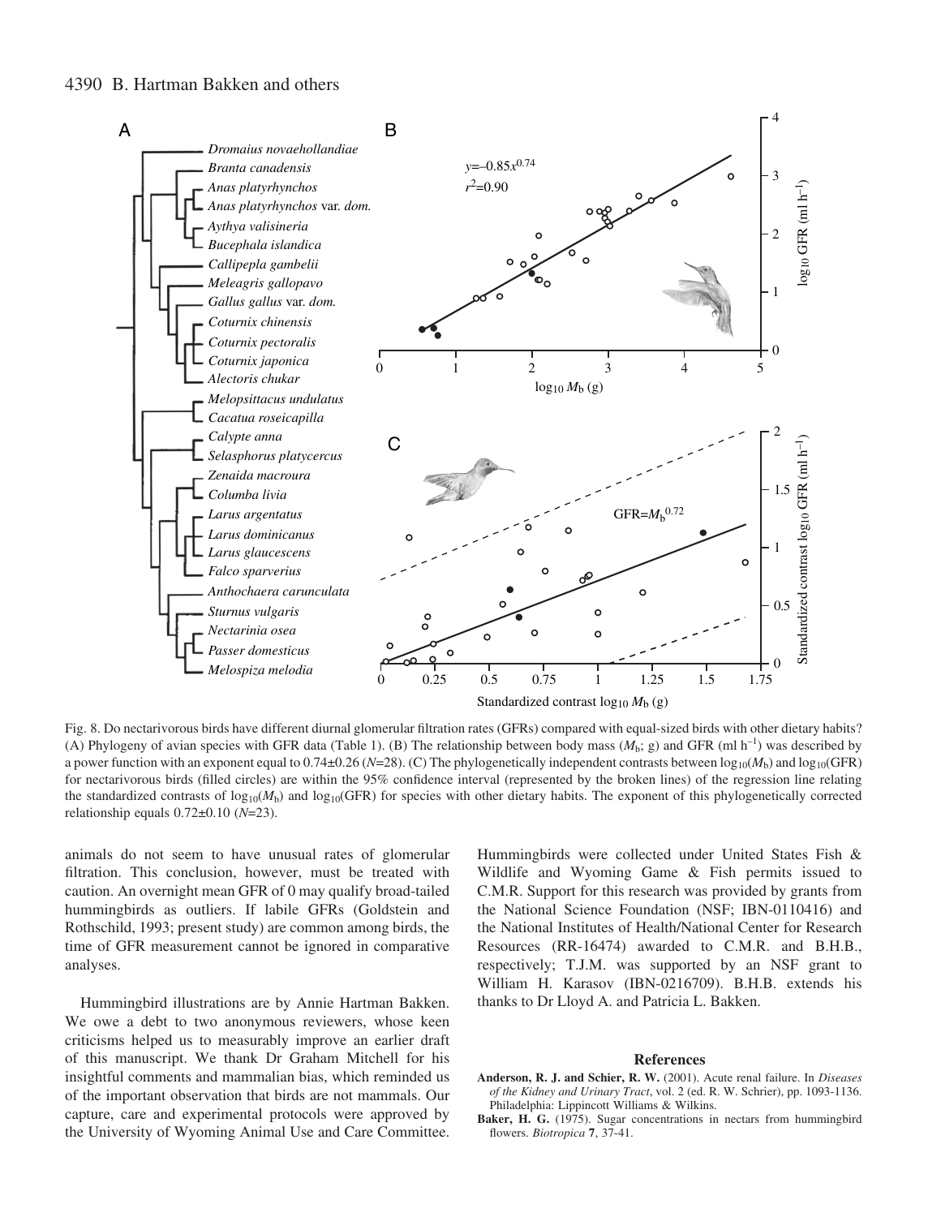Fig. 8. Do nectarivorous birds have different diurnal glomerular filtration rates (GFRs) compared with equal-sized birds with other dietary habits? (A) Phylogeny of avian species with GFR data (Table 1). (B) The relationship between body mass ($M_b$; g) and GFR (ml $h^{-1}$) was described by a power function with an exponent equal to 0.74±0.26 ($N$=28). (C) The phylogenetically independent contrasts between $\log_{10}(M_b)$ and $\log_{10}$(GFR) for nectarivorous birds (filled circles) are within the 95% confidence interval (represented by the broken lines) of the regression line relating the standardized contrasts of $\log_{10}(M_b)$ and $\log_{10}$(GFR) for species with other dietary habits. The exponent of this phylogenetically corrected relationship equals 0.72±0.10 ($N$=23).

animals do not seem to have unusual rates of glomerular filtration. This conclusion, however, must be treated with caution. An overnight mean GFR of 0 may qualify broad-tailed hummingbirds as outliers. If labile GFRs (Goldstein and Rothschild, 1993; present study) are common among birds, the time of GFR measurement cannot be ignored in comparative analyses.

Hummingbird illustrations are by Annie Hartman Bakken. We owe a debt to two anonymous reviewers, whose keen criticisms helped us to measurably improve an earlier draft of this manuscript. We thank Dr Graham Mitchell for his insightful comments and mammalian bias, which reminded us of the important observation that birds are not mammals. Our capture, care and experimental protocols were approved by the University of Wyoming Animal Use and Care Committee. Hummingbirds were collected under United States Fish & Wildlife and Wyoming Game & Fish permits issued to C.M.R. Support for this research was provided by grants from the National Science Foundation (NSF; IBN-0110416) and the National Institutes of Health/National Center for Research Resources (RR-16474) awarded to C.M.R. and B.H.B., respectively; T.J.M. was supported by an NSF grant to William H. Karasov (IBN-0216709). B.H.B. extends his thanks to Dr Lloyd A. and Patricia L. Bakken.

## References

**Anderson, R. J. and Schier, R. W.** (2001). Acute renal failure. In *Diseases of the Kidney and Urinary Tract*, vol. 2 (ed. R. W. Schrier), pp. 1093-1136. Philadelphia: Lippincott Williams & Wilkins.

**Baker, H. G.** (1975). Sugar concentrations in nectars from hummingbird flowers. *Biotropica* **7**, 37-41.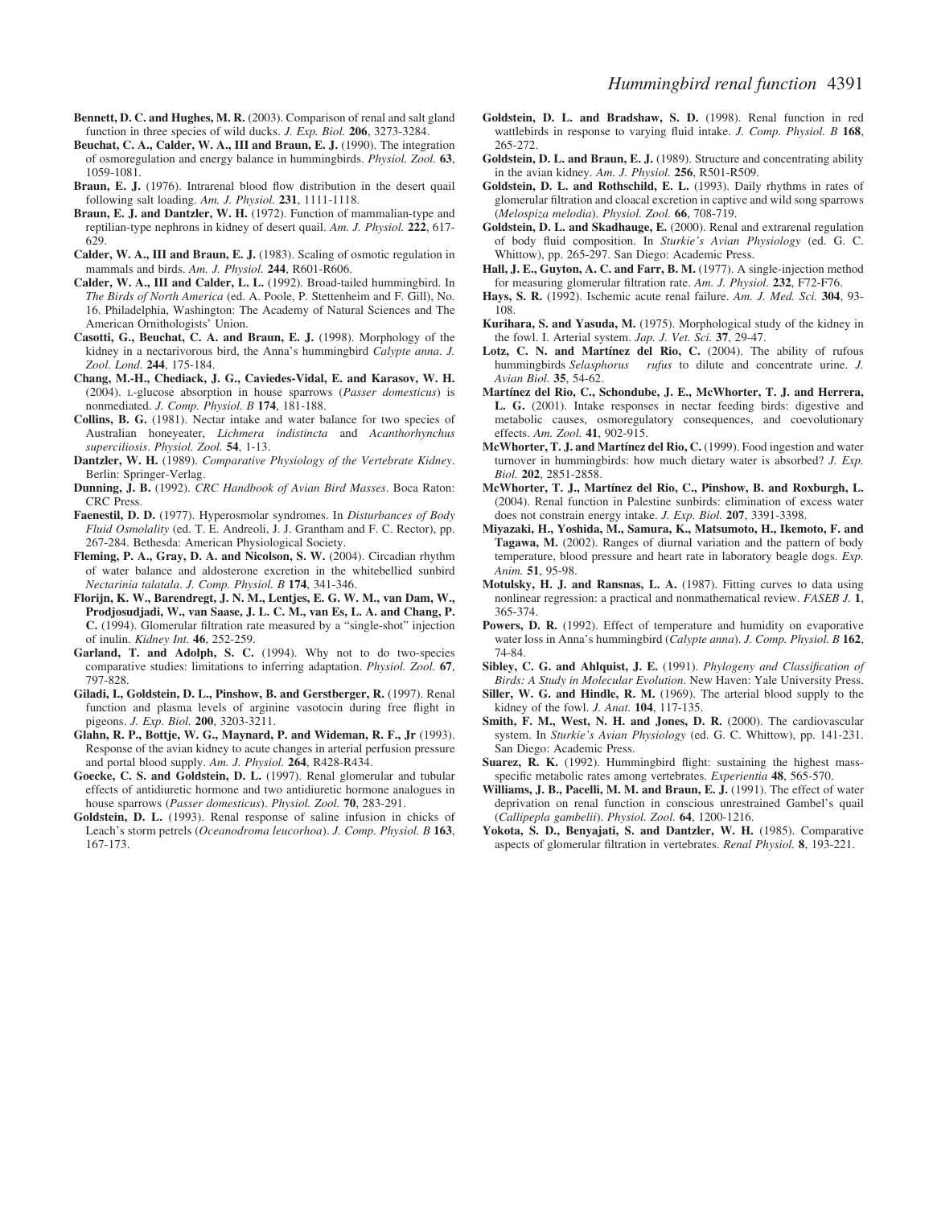**Bennett, D. C. and Hughes, M. R.** (2003). Comparison of renal and salt gland function in three species of wild ducks. *J. Exp. Biol.* **206**, 3273-3284.

**Beuchat, C. A., Calder, W. A., III and Braun, E. J.** (1990). The integration of osmoregulation and energy balance in hummingbirds. *Physiol. Zool.* **63**, 1059-1081.

**Braun, E. J.** (1976). Intrarenal blood flow distribution in the desert quail following salt loading. *Am. J. Physiol.* **231**, 1111-1118.

**Braun, E. J. and Dantzler, W. H.** (1972). Function of mammalian-type and reptilian-type nephrons in kidney of desert quail. *Am. J. Physiol.* **222**, 617-629.

**Calder, W. A., III and Braun, E. J.** (1983). Scaling of osmotic regulation in mammals and birds. *Am. J. Physiol.* **244**, R601-R606.

**Calder, W. A., III and Calder, L. L.** (1992). Broad-tailed hummingbird. In *The Birds of North America* (ed. A. Poole, P. Stettenheim and F. Gill), No. 16. Philadelphia, Washington: The Academy of Natural Sciences and The American Ornithologists' Union.

**Casotti, G., Beuchat, C. A. and Braun, E. J.** (1998). Morphology of the kidney in a nectarivorous bird, the Anna's hummingbird *Calypte anna*. *J. Zool. Lond.* **244**, 175-184.

**Chang, M.-H., Chediack, J. G., Caviedes-Vidal, E. and Karasov, W. H.** (2004). L-glucose absorption in house sparrows (*Passer domesticus*) is nonmediated. *J. Comp. Physiol. B* **174**, 181-188.

**Collins, B. G.** (1981). Nectar intake and water balance for two species of Australian honeyeater, *Lichmera indistincta* and *Acanthorhynchus superciliosis*. *Physiol. Zool.* **54**, 1-13.

**Dantzler, W. H.** (1989). *Comparative Physiology of the Vertebrate Kidney*. Berlin: Springer-Verlag.

**Dunning, J. B.** (1992). *CRC Handbook of Avian Bird Masses*. Boca Raton: CRC Press.

**Faenestil, D. D.** (1977). Hyperosmolar syndromes. In *Disturbances of Body Fluid Osmolality* (ed. T. E. Andreoli, J. J. Grantham and F. C. Rector), pp. 267-284. Bethesda: American Physiological Society.

**Fleming, P. A., Gray, D. A. and Nicolson, S. W.** (2004). Circadian rhythm of water balance and aldosterone excretion in the whitebellied sunbird *Nectarinia talatala*. *J. Comp. Physiol. B* **174**, 341-346.

**Florijn, K. W., Barendregt, J. N. M., Lentjes, E. G. W. M., van Dam, W., Prodjosudjadi, W., van Saase, J. L. C. M., van Es, L. A. and Chang, P. C.** (1994). Glomerular filtration rate measured by a "single-shot" injection of inulin. *Kidney Int.* **46**, 252-259.

**Garland, T. and Adolph, S. C.** (1994). Why not to do two-species comparative studies: limitations to inferring adaptation. *Physiol. Zool.* **67**, 797-828.

**Giladi, I., Goldstein, D. L., Pinshow, B. and Gerstberger, R.** (1997). Renal function and plasma levels of arginine vasotocin during free flight in pigeons. *J. Exp. Biol.* **200**, 3203-3211.

**Glahn, R. P., Bottje, W. G., Maynard, P. and Wideman, R. F., Jr** (1993). Response of the avian kidney to acute changes in arterial perfusion pressure and portal blood supply. *Am. J. Physiol.* **264**, R428-R434.

**Goecke, C. S. and Goldstein, D. L.** (1997). Renal glomerular and tubular effects of antidiuretic hormone and two antidiuretic hormone analogues in house sparrows (*Passer domesticus*). *Physiol. Zool.* **70**, 283-291.

**Goldstein, D. L.** (1993). Renal response of saline infusion in chicks of Leach's storm petrels (*Oceanodroma leucorhoa*). *J. Comp. Physiol. B* **163**, 167-173.

**Goldstein, D. L. and Bradshaw, S. D.** (1998). Renal function in red wattlebirds in response to varying fluid intake. *J. Comp. Physiol. B* **168**, 265-272.

**Goldstein, D. L. and Braun, E. J.** (1989). Structure and concentrating ability in the avian kidney. *Am. J. Physiol.* **256**, R501-R509.

**Goldstein, D. L. and Rothschild, E. L.** (1993). Daily rhythms in rates of glomerular filtration and cloacal excretion in captive and wild song sparrows (*Melospiza melodia*). *Physiol. Zool.* **66**, 708-719.

**Goldstein, D. L. and Skadhauge, E.** (2000). Renal and extrarenal regulation of body fluid composition. In *Sturkie's Avian Physiology* (ed. G. C. Whittow), pp. 265-297. San Diego: Academic Press.

**Hall, J. E., Guyton, A. C. and Farr, B. M.** (1977). A single-injection method for measuring glomerular filtration rate. *Am. J. Physiol.* **232**, F72-F76.

**Hays, S. R.** (1992). Ischemic acute renal failure. *Am. J. Med. Sci.* **304**, 93-108.

**Kurihara, S. and Yasuda, M.** (1975). Morphological study of the kidney in the fowl. I. Arterial system. *Jap. J. Vet. Sci.* **37**, 29-47.

**Lotz, C. N. and Martínez del Rio, C.** (2004). The ability of rufous hummingbirds *Selasphorus rufus* to dilute and concentrate urine. *J. Avian Biol.* **35**, 54-62.

**Martínez del Rio, C., Schondube, J. E., McWhorter, T. J. and Herrera, L. G.** (2001). Intake responses in nectar feeding birds: digestive and metabolic causes, osmoregulatory consequences, and coevolutionary effects. *Am. Zool.* **41**, 902-915.

**McWhorter, T. J. and Martínez del Rio, C.** (1999). Food ingestion and water turnover in hummingbirds: how much dietary water is absorbed? *J. Exp. Biol.* **202**, 2851-2858.

**McWhorter, T. J., Martínez del Rio, C., Pinshow, B. and Roxburgh, L.** (2004). Renal function in Palestine sunbirds: elimination of excess water does not constrain energy intake. *J. Exp. Biol.* **207**, 3391-3398.

**Miyazaki, H., Yoshida, M., Samura, K., Matsumoto, H., Ikemoto, F. and Tagawa, M.** (2002). Ranges of diurnal variation and the pattern of body temperature, blood pressure and heart rate in laboratory beagle dogs. *Exp. Anim.* **51**, 95-98.

**Motulsky, H. J. and Ransnas, L. A.** (1987). Fitting curves to data using nonlinear regression: a practical and nonmathematical review. *FASEB J.* **1**, 365-374.

**Powers, D. R.** (1992). Effect of temperature and humidity on evaporative water loss in Anna's hummingbird (*Calypte anna*). *J. Comp. Physiol. B* **162**, 74-84.

**Sibley, C. G. and Ahlquist, J. E.** (1991). *Phylogeny and Classification of Birds: A Study in Molecular Evolution*. New Haven: Yale University Press.

**Siller, W. G. and Hindle, R. M.** (1969). The arterial blood supply to the kidney of the fowl. *J. Anat.* **104**, 117-135.

**Smith, F. M., West, N. H. and Jones, D. R.** (2000). The cardiovascular system. In *Sturkie's Avian Physiology* (ed. G. C. Whittow), pp. 141-231. San Diego: Academic Press.

**Suarez, R. K.** (1992). Hummingbird flight: sustaining the highest mass-specific metabolic rates among vertebrates. *Experientia* **48**, 565-570.

**Williams, J. B., Pacelli, M. M. and Braun, E. J.** (1991). The effect of water deprivation on renal function in conscious unrestrained Gambel's quail (*Callipepla gambelii*). *Physiol. Zool.* **64**, 1200-1216.

**Yokota, S. D., Benyajati, S. and Dantzler, W. H.** (1985). Comparative aspects of glomerular filtration in vertebrates. *Renal Physiol.* **8**, 193-221.